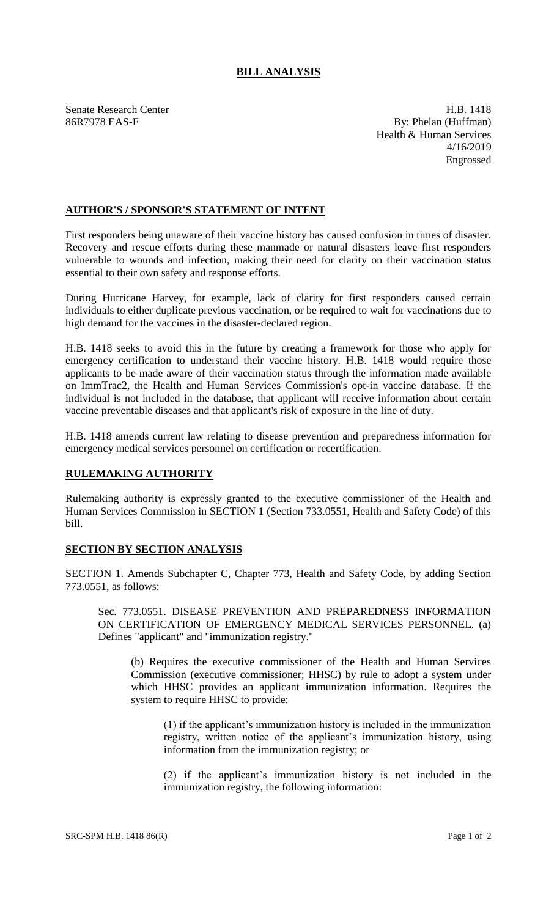# BILL ANALYSIS

Senate Research Center
86R7978 EAS-F

H.B. 1418
By: Phelan (Huffman)
Health & Human Services
4/16/2019
Engrossed

## AUTHOR'S / SPONSOR'S STATEMENT OF INTENT

First responders being unaware of their vaccine history has caused confusion in times of disaster. Recovery and rescue efforts during these manmade or natural disasters leave first responders vulnerable to wounds and infection, making their need for clarity on their vaccination status essential to their own safety and response efforts.

During Hurricane Harvey, for example, lack of clarity for first responders caused certain individuals to either duplicate previous vaccination, or be required to wait for vaccinations due to high demand for the vaccines in the disaster-declared region.

H.B. 1418 seeks to avoid this in the future by creating a framework for those who apply for emergency certification to understand their vaccine history. H.B. 1418 would require those applicants to be made aware of their vaccination status through the information made available on ImmTrac2, the Health and Human Services Commission's opt-in vaccine database. If the individual is not included in the database, that applicant will receive information about certain vaccine preventable diseases and that applicant's risk of exposure in the line of duty.

H.B. 1418 amends current law relating to disease prevention and preparedness information for emergency medical services personnel on certification or recertification.

## RULEMAKING AUTHORITY

Rulemaking authority is expressly granted to the executive commissioner of the Health and Human Services Commission in SECTION 1 (Section 773.0551, Health and Safety Code) of this bill.

## SECTION BY SECTION ANALYSIS

SECTION 1. Amends Subchapter C, Chapter 773, Health and Safety Code, by adding Section 773.0551, as follows:

Sec. 773.0551. DISEASE PREVENTION AND PREPAREDNESS INFORMATION ON CERTIFICATION OF EMERGENCY MEDICAL SERVICES PERSONNEL. (a) Defines "applicant" and "immunization registry."

(b) Requires the executive commissioner of the Health and Human Services Commission (executive commissioner; HHSC) by rule to adopt a system under which HHSC provides an applicant immunization information. Requires the system to require HHSC to provide:

(1) if the applicant's immunization history is included in the immunization registry, written notice of the applicant's immunization history, using information from the immunization registry; or

(2) if the applicant's immunization history is not included in the immunization registry, the following information: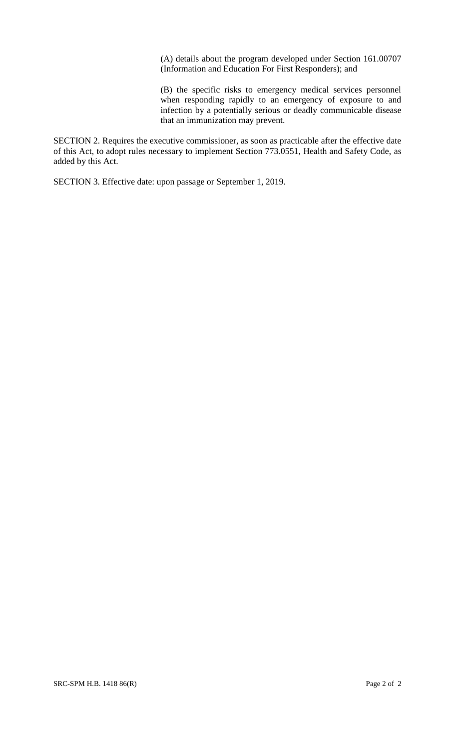(A) details about the program developed under Section 161.00707 (Information and Education For First Responders); and

(B) the specific risks to emergency medical services personnel when responding rapidly to an emergency of exposure to and infection by a potentially serious or deadly communicable disease that an immunization may prevent.

SECTION 2. Requires the executive commissioner, as soon as practicable after the effective date of this Act, to adopt rules necessary to implement Section 773.0551, Health and Safety Code, as added by this Act.

SECTION 3. Effective date: upon passage or September 1, 2019.